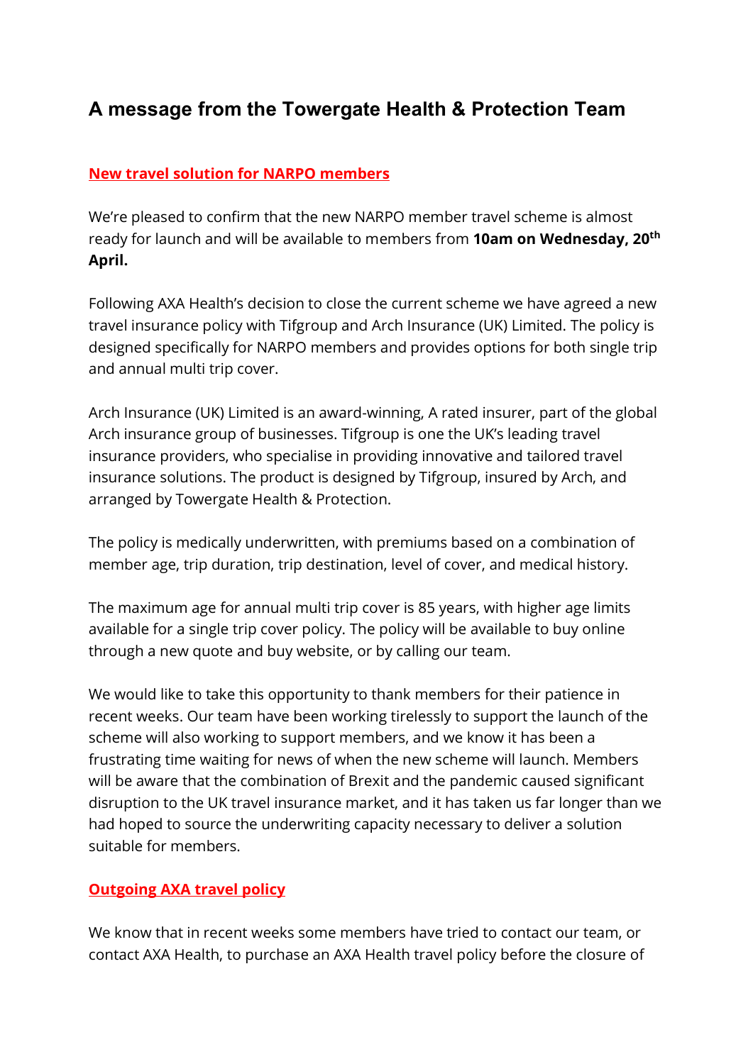# A message from the Towergate Health & Protection Team

## New travel solution for NARPO members

We're pleased to confirm that the new NARPO member travel scheme is almost ready for launch and will be available to members from **10am on Wednesday, 20th April.**

Following AXA Health's decision to close the current scheme we have agreed a new travel insurance policy with Tifgroup and Arch Insurance (UK) Limited. The policy is designed specifically for NARPO members and provides options for both single trip and annual multi trip cover.

Arch Insurance (UK) Limited is an award-winning, A rated insurer, part of the global Arch insurance group of businesses. Tifgroup is one the UK's leading travel insurance providers, who specialise in providing innovative and tailored travel insurance solutions. The product is designed by Tifgroup, insured by Arch, and arranged by Towergate Health & Protection.

The policy is medically underwritten, with premiums based on a combination of member age, trip duration, trip destination, level of cover, and medical history.

The maximum age for annual multi trip cover is 85 years, with higher age limits available for a single trip cover policy. The policy will be available to buy online through a new quote and buy website, or by calling our team.

We would like to take this opportunity to thank members for their patience in recent weeks. Our team have been working tirelessly to support the launch of the scheme will also working to support members, and we know it has been a frustrating time waiting for news of when the new scheme will launch. Members will be aware that the combination of Brexit and the pandemic caused significant disruption to the UK travel insurance market, and it has taken us far longer than we had hoped to source the underwriting capacity necessary to deliver a solution suitable for members.

## Outgoing AXA travel policy

We know that in recent weeks some members have tried to contact our team, or contact AXA Health, to purchase an AXA Health travel policy before the closure of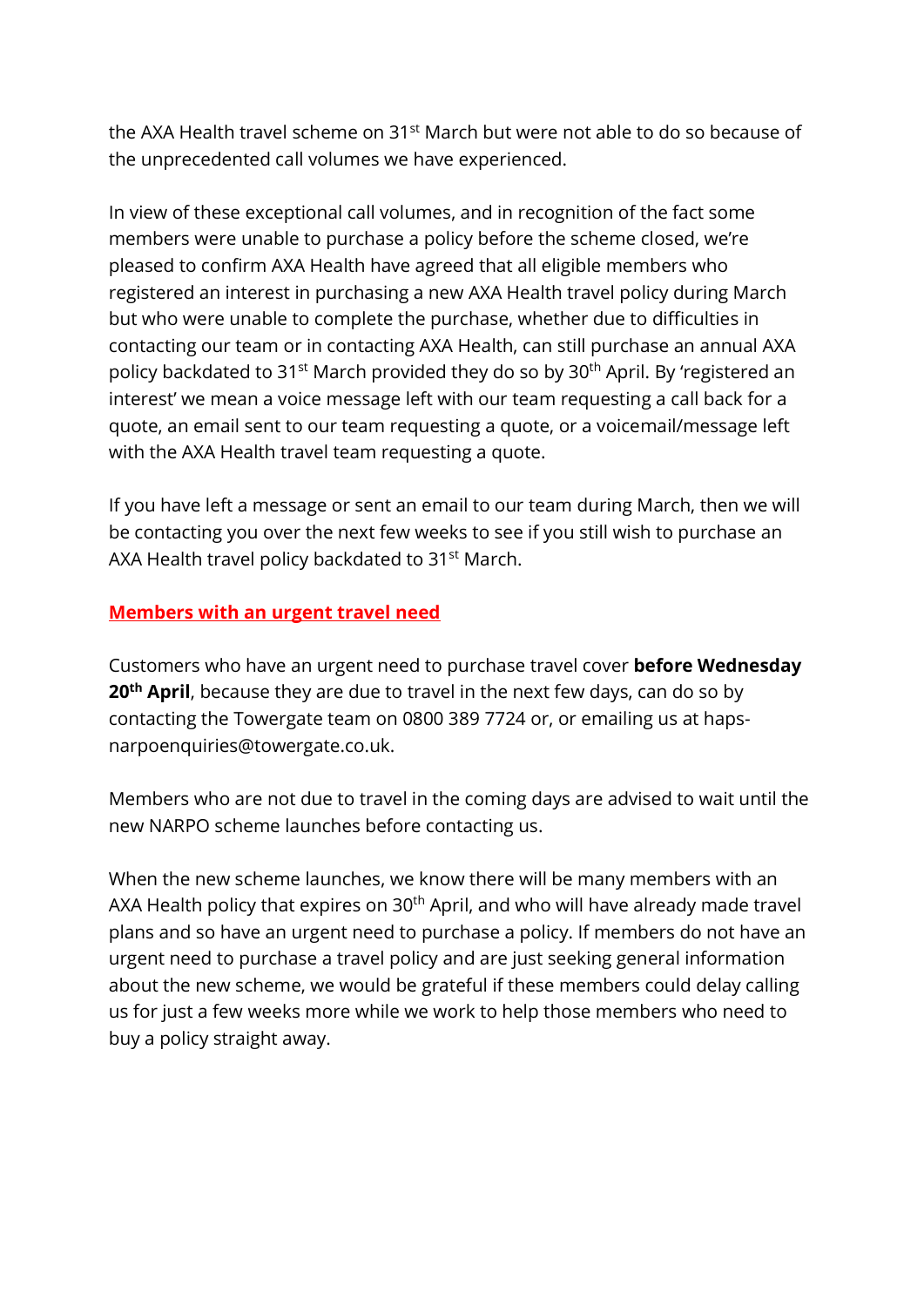the AXA Health travel scheme on 31st March but were not able to do so because of the unprecedented call volumes we have experienced.

In view of these exceptional call volumes, and in recognition of the fact some members were unable to purchase a policy before the scheme closed, we're pleased to confirm AXA Health have agreed that all eligible members who registered an interest in purchasing a new AXA Health travel policy during March but who were unable to complete the purchase, whether due to difficulties in contacting our team or in contacting AXA Health, can still purchase an annual AXA policy backdated to 31st March provided they do so by 30th April. By 'registered an interest' we mean a voice message left with our team requesting a call back for a quote, an email sent to our team requesting a quote, or a voicemail/message left with the AXA Health travel team requesting a quote.

If you have left a message or sent an email to our team during March, then we will be contacting you over the next few weeks to see if you still wish to purchase an AXA Health travel policy backdated to 31st March.

**Members with an urgent travel need**

Customers who have an urgent need to purchase travel cover **before Wednesday 20th April**, because they are due to travel in the next few days, can do so by contacting the Towergate team on 0800 389 7724 or, or emailing us at haps-narpoenquiries@towergate.co.uk.

Members who are not due to travel in the coming days are advised to wait until the new NARPO scheme launches before contacting us.

When the new scheme launches, we know there will be many members with an AXA Health policy that expires on 30th April, and who will have already made travel plans and so have an urgent need to purchase a policy. If members do not have an urgent need to purchase a travel policy and are just seeking general information about the new scheme, we would be grateful if these members could delay calling us for just a few weeks more while we work to help those members who need to buy a policy straight away.